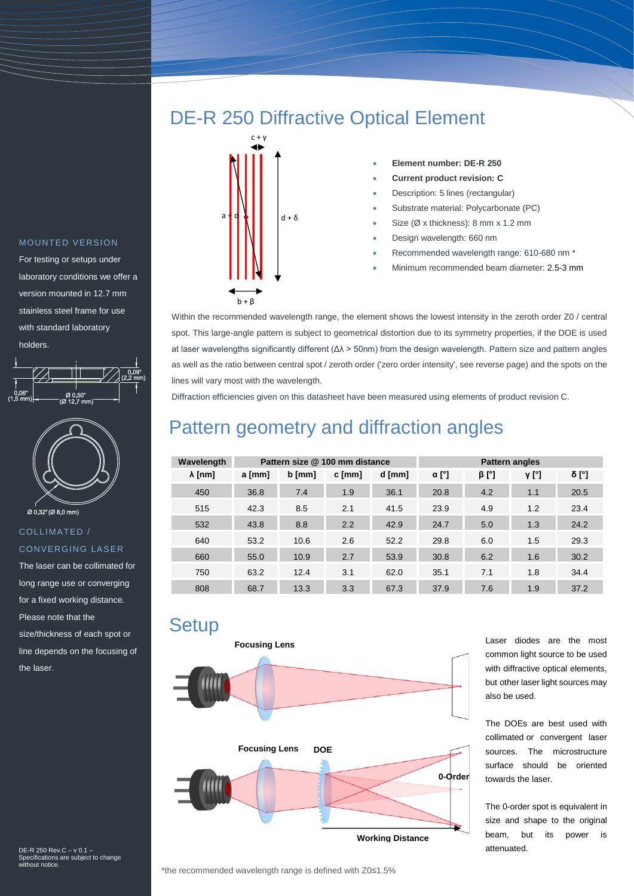# DE-R 250 Diffractive Optical Element

- **Element number: DE-R 250**
- **Current product revision: C**
- Description: 5 lines (rectangular)
- Substrate material: Polycarbonate (PC)
- Size (Ø x thickness): 8 mm x 1.2 mm
- Design wavelength: 660 nm
- Recommended wavelength range: 610-680 nm *
- Minimum recommended beam diameter: 2.5-3 mm

Within the recommended wavelength range, the element shows the lowest intensity in the zeroth order Z0 / central spot. This large-angle pattern is subject to geometrical distortion due to its symmetry properties, if the DOE is used at laser wavelengths significantly different (Δλ > 50nm) from the design wavelength. Pattern size and pattern angles as well as the ratio between central spot / zeroth order ('zero order intensity', see reverse page) and the spots on the lines will vary most with the wavelength.

Diffraction efficiencies given on this datasheet have been measured using elements of product revision C.

## Pattern geometry and diffraction angles

| Wavelength | Pattern size @ 100 mm distance | | | | Pattern angles | | | |
|---|---|---|---|---|---|---|---|---|
| λ [nm] | a [mm] | b [mm] | c [mm] | d [mm] | α [°] | β [°] | γ [°] | δ [°] |
| 450 | 36.8 | 7.4 | 1.9 | 36.1 | 20.8 | 4.2 | 1.1 | 20.5 |
| 515 | 42.3 | 8.5 | 2.1 | 41.5 | 23.9 | 4.9 | 1.2 | 23.4 |
| 532 | 43.8 | 8.8 | 2.2 | 42.9 | 24.7 | 5.0 | 1.3 | 24.2 |
| 640 | 53.2 | 10.6 | 2.6 | 52.2 | 29.8 | 6.0 | 1.5 | 29.3 |
| 660 | 55.0 | 10.9 | 2.7 | 53.9 | 30.8 | 6.2 | 1.6 | 30.2 |
| 750 | 63.2 | 12.4 | 3.1 | 62.0 | 35.1 | 7.1 | 1.8 | 34.4 |
| 808 | 68.7 | 13.3 | 3.3 | 67.3 | 37.9 | 7.6 | 1.9 | 37.2 |

## Setup

Laser diodes are the most common light source to be used with diffractive optical elements, but other laser light sources may also be used.

The DOEs are best used with collimated or convergent laser sources. The microstructure surface should be oriented towards the laser.

The 0-order spot is equivalent in size and shape to the original beam, but its power is attenuated.

*the recommended wavelength range is defined with Z0≤1.5%

### MOUNTED VERSION

For testing or setups under laboratory conditions we offer a version mounted in 12.7 mm stainless steel frame for use with standard laboratory holders.

### COLLIMATED / CONVERGING LASER

The laser can be collimated for long range use or converging for a fixed working distance. Please note that the size/thickness of each spot or line depends on the focusing of the laser.

DE-R 250 Rev.C – v 0.1 –
Specifications are subject to change without notice.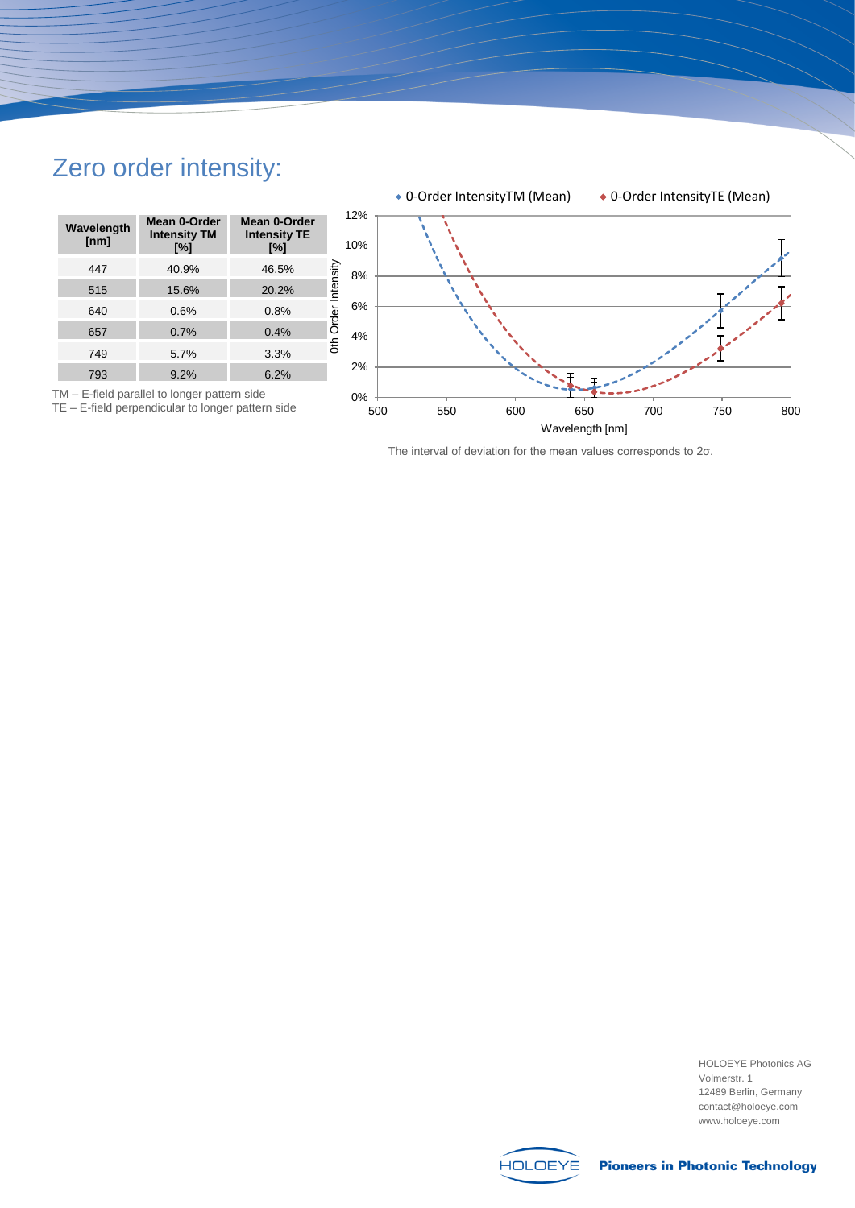# Zero order intensity:

| Wavelength [nm] | Mean 0-Order Intensity TM [%] | Mean 0-Order Intensity TE [%] |
|---|---|---|
| 447 | 40.9% | 46.5% |
| 515 | 15.6% | 20.2% |
| 640 | 0.6% | 0.8% |
| 657 | 0.7% | 0.4% |
| 749 | 5.7% | 3.3% |
| 793 | 9.2% | 6.2% |

TM – E-field parallel to longer pattern side
TE – E-field perpendicular to longer pattern side

0-Order IntensityTM (Mean)
0-Order IntensityTE (Mean)
0th Order Intensity
12%
10%
8%
6%
4%
2%
0%
500
550
600
650
700
750
800
Wavelength [nm]

The interval of deviation for the mean values corresponds to 2σ.

HOLOEYE Photonics AG
Volmerstr. 1
12489 Berlin, Germany
contact@holoeye.com
www.holoeye.com

HOLOEYE **Pioneers in Photonic Technology**